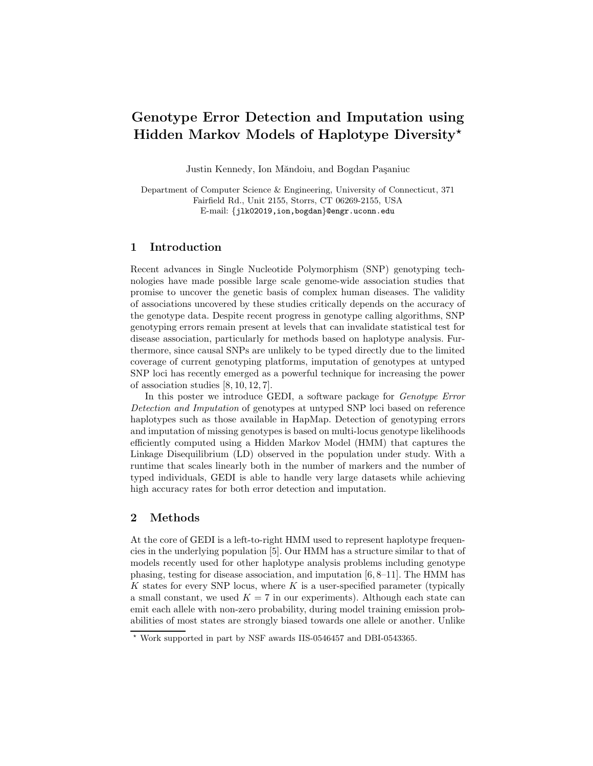# Genotype Error Detection and Imputation using Hidden Markov Models of Haplotype Diversity*

Justin Kennedy, Ion Măndoiu, and Bogdan Paşaniuc

Department of Computer Science & Engineering, University of Connecticut, 371 Fairfield Rd., Unit 2155, Storrs, CT 06269-2155, USA
E-mail: {jlk02019,ion,bogdan}@engr.uconn.edu

## 1 Introduction

Recent advances in Single Nucleotide Polymorphism (SNP) genotyping technologies have made possible large scale genome-wide association studies that promise to uncover the genetic basis of complex human diseases. The validity of associations uncovered by these studies critically depends on the accuracy of the genotype data. Despite recent progress in genotype calling algorithms, SNP genotyping errors remain present at levels that can invalidate statistical test for disease association, particularly for methods based on haplotype analysis. Furthermore, since causal SNPs are unlikely to be typed directly due to the limited coverage of current genotyping platforms, imputation of genotypes at untyped SNP loci has recently emerged as a powerful technique for increasing the power of association studies [8, 10, 12, 7].

In this poster we introduce GEDI, a software package for *Genotype Error Detection and Imputation* of genotypes at untyped SNP loci based on reference haplotypes such as those available in HapMap. Detection of genotyping errors and imputation of missing genotypes is based on multi-locus genotype likelihoods efficiently computed using a Hidden Markov Model (HMM) that captures the Linkage Disequilibrium (LD) observed in the population under study. With a runtime that scales linearly both in the number of markers and the number of typed individuals, GEDI is able to handle very large datasets while achieving high accuracy rates for both error detection and imputation.

## 2 Methods

At the core of GEDI is a left-to-right HMM used to represent haplotype frequencies in the underlying population [5]. Our HMM has a structure similar to that of models recently used for other haplotype analysis problems including genotype phasing, testing for disease association, and imputation [6, 8–11]. The HMM has $K$ states for every SNP locus, where $K$ is a user-specified parameter (typically a small constant, we used $K = 7$ in our experiments). Although each state can emit each allele with non-zero probability, during model training emission probabilities of most states are strongly biased towards one allele or another. Unlike

* Work supported in part by NSF awards IIS-0546457 and DBI-0543365.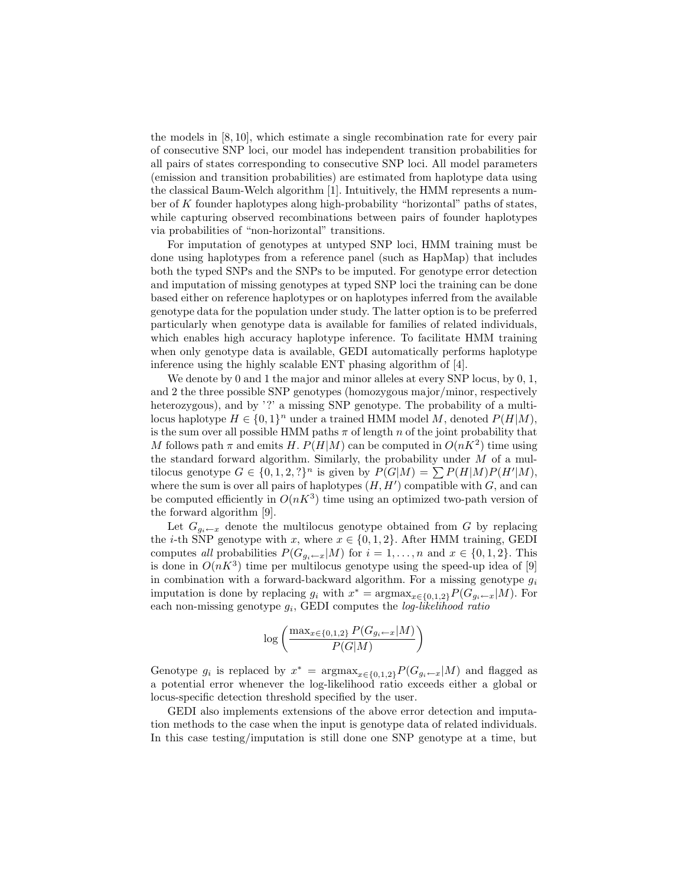the models in [8, 10], which estimate a single recombination rate for every pair of consecutive SNP loci, our model has independent transition probabilities for all pairs of states corresponding to consecutive SNP loci. All model parameters (emission and transition probabilities) are estimated from haplotype data using the classical Baum-Welch algorithm [1]. Intuitively, the HMM represents a number of $K$ founder haplotypes along high-probability "horizontal" paths of states, while capturing observed recombinations between pairs of founder haplotypes via probabilities of "non-horizontal" transitions.

For imputation of genotypes at untyped SNP loci, HMM training must be done using haplotypes from a reference panel (such as HapMap) that includes both the typed SNPs and the SNPs to be imputed. For genotype error detection and imputation of missing genotypes at typed SNP loci the training can be done based either on reference haplotypes or on haplotypes inferred from the available genotype data for the population under study. The latter option is to be preferred particularly when genotype data is available for families of related individuals, which enables high accuracy haplotype inference. To facilitate HMM training when only genotype data is available, GEDI automatically performs haplotype inference using the highly scalable ENT phasing algorithm of [4].

We denote by 0 and 1 the major and minor alleles at every SNP locus, by 0, 1, and 2 the three possible SNP genotypes (homozygous major/minor, respectively heterozygous), and by '?' a missing SNP genotype. The probability of a multilocus haplotype $H \in \{0,1\}^n$ under a trained HMM model $M$, denoted $P(H|M)$, is the sum over all possible HMM paths $\pi$ of length $n$ of the joint probability that $M$ follows path $\pi$ and emits $H$. $P(H|M)$ can be computed in $O(nK^2)$ time using the standard forward algorithm. Similarly, the probability under $M$ of a multilocus genotype $G \in \{0,1,2,?\}^n$ is given by $P(G|M) = \sum P(H|M)P(H'|M)$, where the sum is over all pairs of haplotypes $(H, H')$ compatible with $G$, and can be computed efficiently in $O(nK^3)$ time using an optimized two-path version of the forward algorithm [9].

Let $G_{g_i \leftarrow x}$ denote the multilocus genotype obtained from $G$ by replacing the $i$-th SNP genotype with $x$, where $x \in \{0,1,2\}$. After HMM training, GEDI computes *all* probabilities $P(G_{g_i \leftarrow x}|M)$ for $i = 1, \ldots, n$ and $x \in \{0,1,2\}$. This is done in $O(nK^3)$ time per multilocus genotype using the speed-up idea of [9] in combination with a forward-backward algorithm. For a missing genotype $g_i$ imputation is done by replacing $g_i$ with $x^* = \text{argmax}_{x \in \{0,1,2\}} P(G_{g_i \leftarrow x}|M)$. For each non-missing genotype $g_i$, GEDI computes the *log-likelihood ratio*

$$\log\left(\frac{\max_{x \in \{0,1,2\}} P(G_{g_i \leftarrow x}|M)}{P(G|M)}\right)$$

Genotype $g_i$ is replaced by $x^* = \text{argmax}_{x \in \{0,1,2\}} P(G_{g_i \leftarrow x}|M)$ and flagged as a potential error whenever the log-likelihood ratio exceeds either a global or locus-specific detection threshold specified by the user.

GEDI also implements extensions of the above error detection and imputation methods to the case when the input is genotype data of related individuals. In this case testing/imputation is still done one SNP genotype at a time, but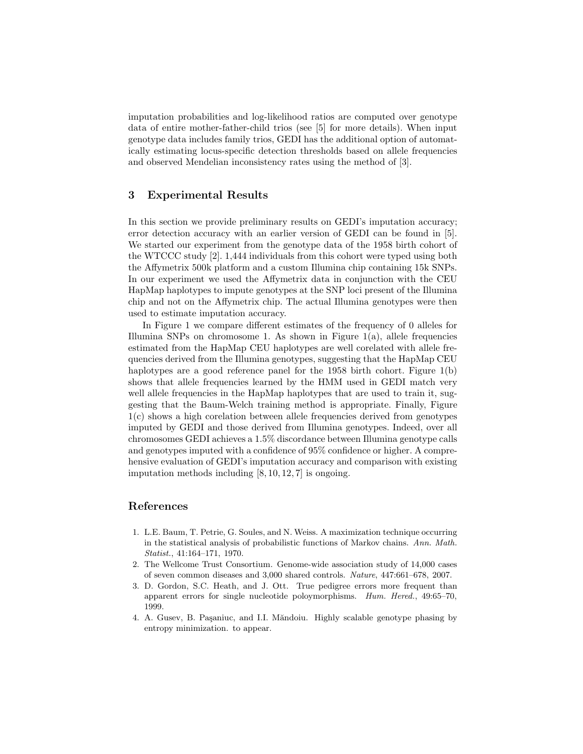imputation probabilities and log-likelihood ratios are computed over genotype data of entire mother-father-child trios (see [5] for more details). When input genotype data includes family trios, GEDI has the additional option of automatically estimating locus-specific detection thresholds based on allele frequencies and observed Mendelian inconsistency rates using the method of [3].

## 3 Experimental Results

In this section we provide preliminary results on GEDI's imputation accuracy; error detection accuracy with an earlier version of GEDI can be found in [5]. We started our experiment from the genotype data of the 1958 birth cohort of the WTCCC study [2]. 1,444 individuals from this cohort were typed using both the Affymetrix 500k platform and a custom Illumina chip containing 15k SNPs. In our experiment we used the Affymetrix data in conjunction with the CEU HapMap haplotypes to impute genotypes at the SNP loci present of the Illumina chip and not on the Affymetrix chip. The actual Illumina genotypes were then used to estimate imputation accuracy.

In Figure 1 we compare different estimates of the frequency of 0 alleles for Illumina SNPs on chromosome 1. As shown in Figure 1(a), allele frequencies estimated from the HapMap CEU haplotypes are well corelated with allele frequencies derived from the Illumina genotypes, suggesting that the HapMap CEU haplotypes are a good reference panel for the 1958 birth cohort. Figure 1(b) shows that allele frequencies learned by the HMM used in GEDI match very well allele frequencies in the HapMap haplotypes that are used to train it, suggesting that the Baum-Welch training method is appropriate. Finally, Figure 1(c) shows a high corelation between allele frequencies derived from genotypes imputed by GEDI and those derived from Illumina genotypes. Indeed, over all chromosomes GEDI achieves a 1.5% discordance between Illumina genotype calls and genotypes imputed with a confidence of 95% confidence or higher. A comprehensive evaluation of GEDI's imputation accuracy and comparison with existing imputation methods including [8, 10, 12, 7] is ongoing.

## References

1. L.E. Baum, T. Petrie, G. Soules, and N. Weiss. A maximization technique occurring in the statistical analysis of probabilistic functions of Markov chains. *Ann. Math. Statist.*, 41:164–171, 1970.
2. The Wellcome Trust Consortium. Genome-wide association study of 14,000 cases of seven common diseases and 3,000 shared controls. *Nature*, 447:661–678, 2007.
3. D. Gordon, S.C. Heath, and J. Ott. True pedigree errors more frequent than apparent errors for single nucleotide poloymorphisms. *Hum. Hered.*, 49:65–70, 1999.
4. A. Gusev, B. Paşaniuc, and I.I. Măndoiu. Highly scalable genotype phasing by entropy minimization. to appear.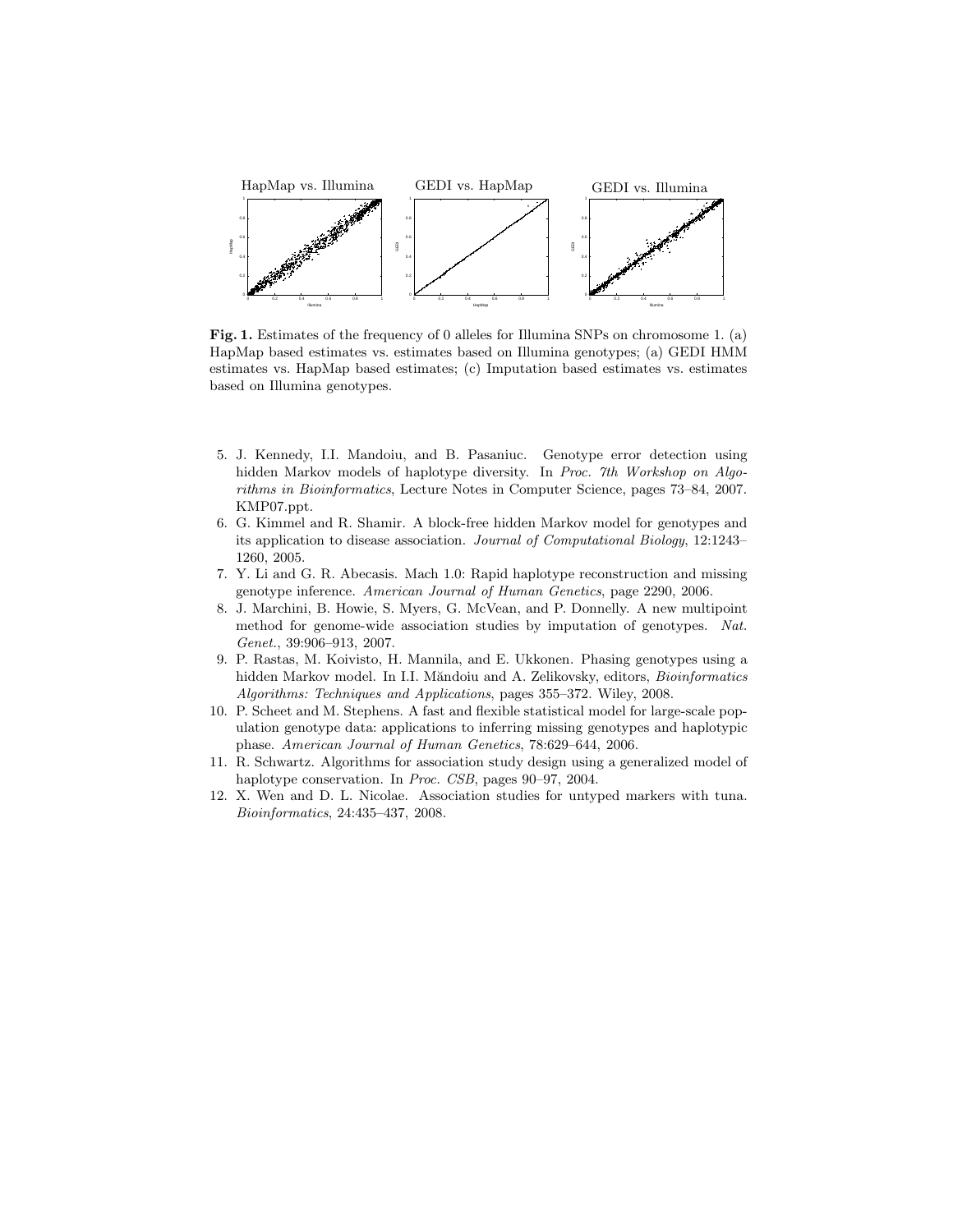HapMap vs. Illumina

GEDI vs. HapMap

GEDI vs. Illumina

**Fig. 1.** Estimates of the frequency of 0 alleles for Illumina SNPs on chromosome 1. (a) HapMap based estimates vs. estimates based on Illumina genotypes; (a) GEDI HMM estimates vs. HapMap based estimates; (c) Imputation based estimates vs. estimates based on Illumina genotypes.

5. J. Kennedy, I.I. Mandoiu, and B. Pasaniuc. Genotype error detection using hidden Markov models of haplotype diversity. In *Proc. 7th Workshop on Algorithms in Bioinformatics*, Lecture Notes in Computer Science, pages 73–84, 2007. KMP07.ppt.
6. G. Kimmel and R. Shamir. A block-free hidden Markov model for genotypes and its application to disease association. *Journal of Computational Biology*, 12:1243–1260, 2005.
7. Y. Li and G. R. Abecasis. Mach 1.0: Rapid haplotype reconstruction and missing genotype inference. *American Journal of Human Genetics*, page 2290, 2006.
8. J. Marchini, B. Howie, S. Myers, G. McVean, and P. Donnelly. A new multipoint method for genome-wide association studies by imputation of genotypes. *Nat. Genet.*, 39:906–913, 2007.
9. P. Rastas, M. Koivisto, H. Mannila, and E. Ukkonen. Phasing genotypes using a hidden Markov model. In I.I. Măndoiu and A. Zelikovsky, editors, *Bioinformatics Algorithms: Techniques and Applications*, pages 355–372. Wiley, 2008.
10. P. Scheet and M. Stephens. A fast and flexible statistical model for large-scale population genotype data: applications to inferring missing genotypes and haplotypic phase. *American Journal of Human Genetics*, 78:629–644, 2006.
11. R. Schwartz. Algorithms for association study design using a generalized model of haplotype conservation. In *Proc. CSB*, pages 90–97, 2004.
12. X. Wen and D. L. Nicolae. Association studies for untyped markers with tuna. *Bioinformatics*, 24:435–437, 2008.